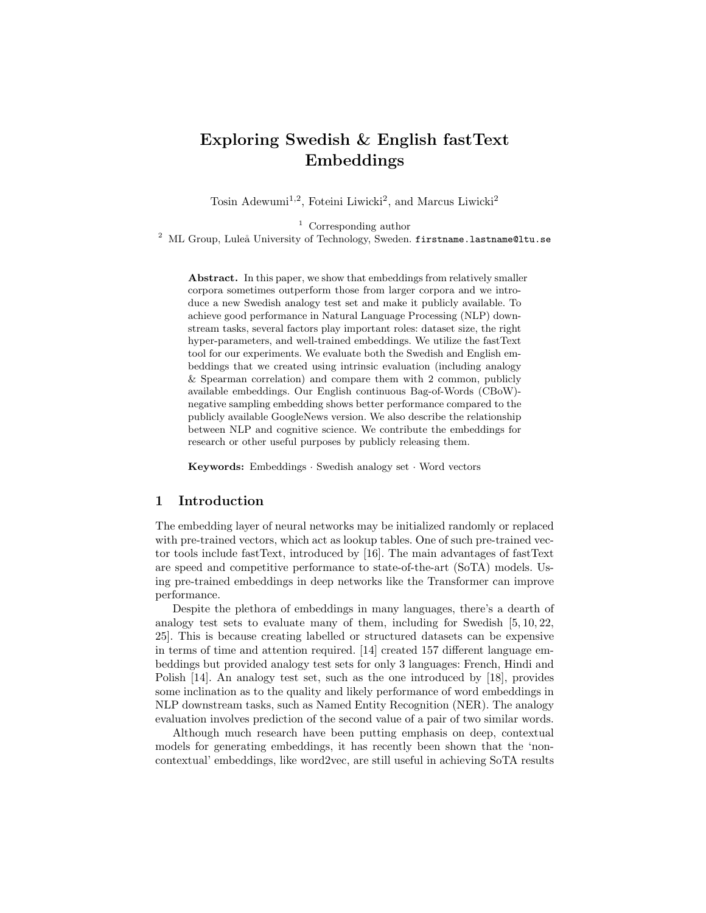# Exploring Swedish & English fastText Embeddings

Tosin Adewumi[1,2], Foteini Liwicki[2], and Marcus Liwicki[2]

[1] Corresponding author
[2] ML Group, Luleå University of Technology, Sweden. `firstname.lastname@ltu.se`

**Abstract.** In this paper, we show that embeddings from relatively smaller corpora sometimes outperform those from larger corpora and we introduce a new Swedish analogy test set and make it publicly available. To achieve good performance in Natural Language Processing (NLP) downstream tasks, several factors play important roles: dataset size, the right hyper-parameters, and well-trained embeddings. We utilize the fastText tool for our experiments. We evaluate both the Swedish and English embeddings that we created using intrinsic evaluation (including analogy & Spearman correlation) and compare them with 2 common, publicly available embeddings. Our English continuous Bag-of-Words (CBoW)-negative sampling embedding shows better performance compared to the publicly available GoogleNews version. We also describe the relationship between NLP and cognitive science. We contribute the embeddings for research or other useful purposes by publicly releasing them.

**Keywords:** Embeddings · Swedish analogy set · Word vectors

## 1 Introduction

The embedding layer of neural networks may be initialized randomly or replaced with pre-trained vectors, which act as lookup tables. One of such pre-trained vector tools include fastText, introduced by [16]. The main advantages of fastText are speed and competitive performance to state-of-the-art (SoTA) models. Using pre-trained embeddings in deep networks like the Transformer can improve performance.

Despite the plethora of embeddings in many languages, there's a dearth of analogy test sets to evaluate many of them, including for Swedish [5, 10, 22, 25]. This is because creating labelled or structured datasets can be expensive in terms of time and attention required. [14] created 157 different language embeddings but provided analogy test sets for only 3 languages: French, Hindi and Polish [14]. An analogy test set, such as the one introduced by [18], provides some inclination as to the quality and likely performance of word embeddings in NLP downstream tasks, such as Named Entity Recognition (NER). The analogy evaluation involves prediction of the second value of a pair of two similar words.

Although much research have been putting emphasis on deep, contextual models for generating embeddings, it has recently been shown that the 'non-contextual' embeddings, like word2vec, are still useful in achieving SoTA results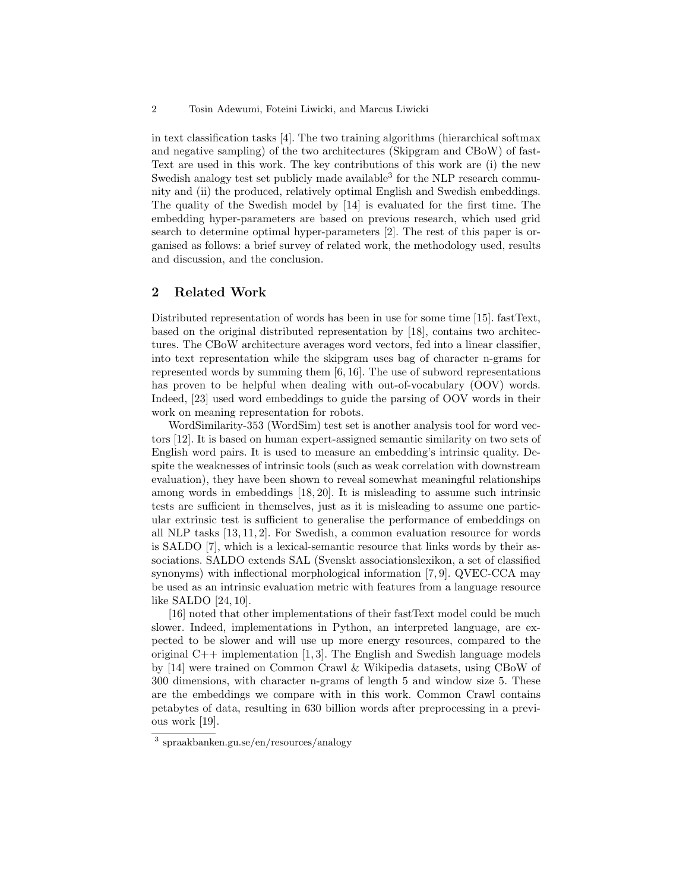in text classification tasks [4]. The two training algorithms (hierarchical softmax and negative sampling) of the two architectures (Skipgram and CBoW) of fastText are used in this work. The key contributions of this work are (i) the new Swedish analogy test set publicly made available[3] for the NLP research community and (ii) the produced, relatively optimal English and Swedish embeddings. The quality of the Swedish model by [14] is evaluated for the first time. The embedding hyper-parameters are based on previous research, which used grid search to determine optimal hyper-parameters [2]. The rest of this paper is organised as follows: a brief survey of related work, the methodology used, results and discussion, and the conclusion.

## 2 Related Work

Distributed representation of words has been in use for some time [15]. fastText, based on the original distributed representation by [18], contains two architectures. The CBoW architecture averages word vectors, fed into a linear classifier, into text representation while the skipgram uses bag of character n-grams for represented words by summing them [6, 16]. The use of subword representations has proven to be helpful when dealing with out-of-vocabulary (OOV) words. Indeed, [23] used word embeddings to guide the parsing of OOV words in their work on meaning representation for robots.

WordSimilarity-353 (WordSim) test set is another analysis tool for word vectors [12]. It is based on human expert-assigned semantic similarity on two sets of English word pairs. It is used to measure an embedding's intrinsic quality. Despite the weaknesses of intrinsic tools (such as weak correlation with downstream evaluation), they have been shown to reveal somewhat meaningful relationships among words in embeddings [18, 20]. It is misleading to assume such intrinsic tests are sufficient in themselves, just as it is misleading to assume one particular extrinsic test is sufficient to generalise the performance of embeddings on all NLP tasks [13, 11, 2]. For Swedish, a common evaluation resource for words is SALDO [7], which is a lexical-semantic resource that links words by their associations. SALDO extends SAL (Svenskt associationslexikon, a set of classified synonyms) with inflectional morphological information [7, 9]. QVEC-CCA may be used as an intrinsic evaluation metric with features from a language resource like SALDO [24, 10].

[16] noted that other implementations of their fastText model could be much slower. Indeed, implementations in Python, an interpreted language, are expected to be slower and will use up more energy resources, compared to the original C++ implementation [1, 3]. The English and Swedish language models by [14] were trained on Common Crawl & Wikipedia datasets, using CBoW of 300 dimensions, with character n-grams of length 5 and window size 5. These are the embeddings we compare with in this work. Common Crawl contains petabytes of data, resulting in 630 billion words after preprocessing in a previous work [19].

[3] spraakbanken.gu.se/en/resources/analogy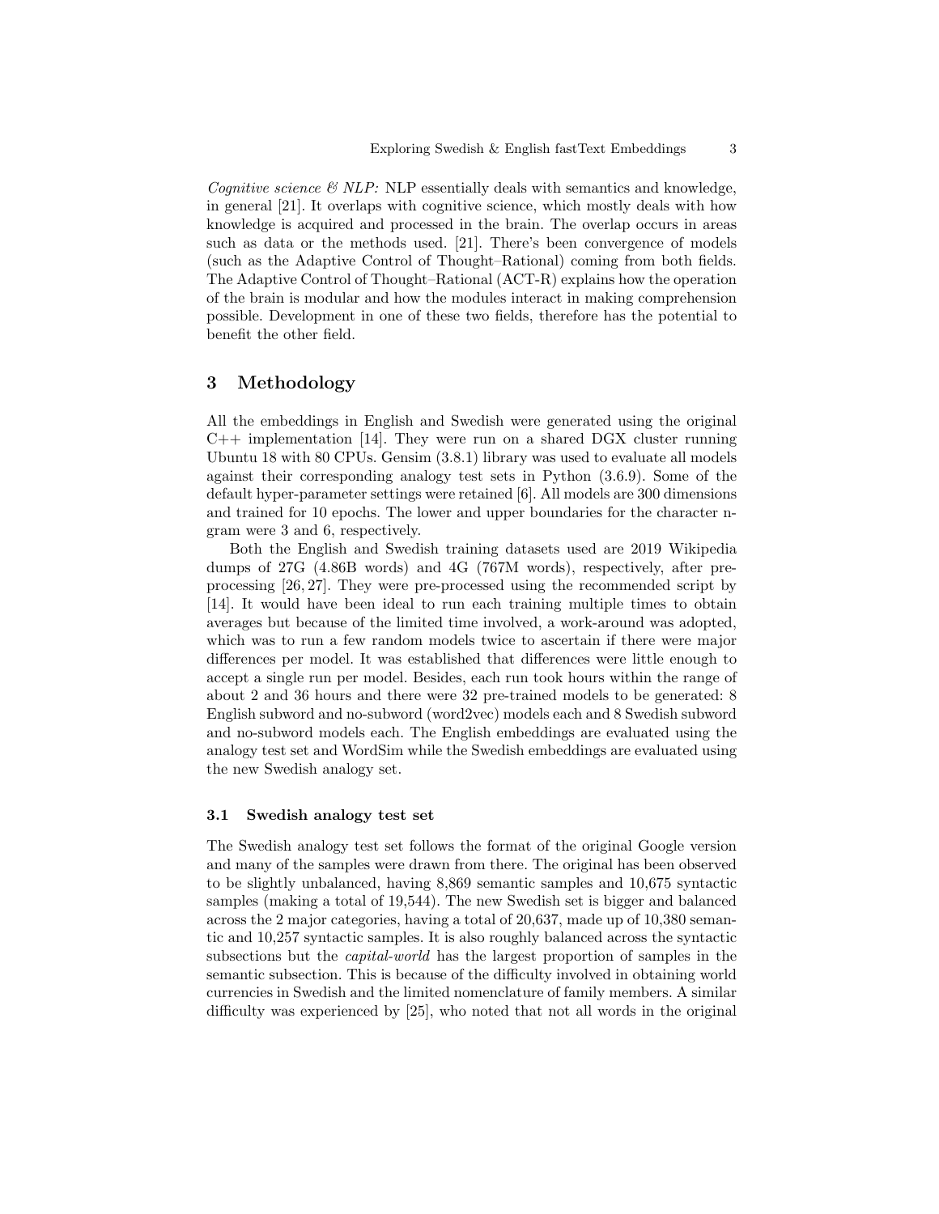*Cognitive science & NLP:* NLP essentially deals with semantics and knowledge, in general [21]. It overlaps with cognitive science, which mostly deals with how knowledge is acquired and processed in the brain. The overlap occurs in areas such as data or the methods used. [21]. There's been convergence of models (such as the Adaptive Control of Thought–Rational) coming from both fields. The Adaptive Control of Thought–Rational (ACT-R) explains how the operation of the brain is modular and how the modules interact in making comprehension possible. Development in one of these two fields, therefore has the potential to benefit the other field.

## 3 Methodology

All the embeddings in English and Swedish were generated using the original C++ implementation [14]. They were run on a shared DGX cluster running Ubuntu 18 with 80 CPUs. Gensim (3.8.1) library was used to evaluate all models against their corresponding analogy test sets in Python (3.6.9). Some of the default hyper-parameter settings were retained [6]. All models are 300 dimensions and trained for 10 epochs. The lower and upper boundaries for the character n-gram were 3 and 6, respectively.

Both the English and Swedish training datasets used are 2019 Wikipedia dumps of 27G (4.86B words) and 4G (767M words), respectively, after pre-processing [26, 27]. They were pre-processed using the recommended script by [14]. It would have been ideal to run each training multiple times to obtain averages but because of the limited time involved, a work-around was adopted, which was to run a few random models twice to ascertain if there were major differences per model. It was established that differences were little enough to accept a single run per model. Besides, each run took hours within the range of about 2 and 36 hours and there were 32 pre-trained models to be generated: 8 English subword and no-subword (word2vec) models each and 8 Swedish subword and no-subword models each. The English embeddings are evaluated using the analogy test set and WordSim while the Swedish embeddings are evaluated using the new Swedish analogy set.

### 3.1 Swedish analogy test set

The Swedish analogy test set follows the format of the original Google version and many of the samples were drawn from there. The original has been observed to be slightly unbalanced, having 8,869 semantic samples and 10,675 syntactic samples (making a total of 19,544). The new Swedish set is bigger and balanced across the 2 major categories, having a total of 20,637, made up of 10,380 semantic and 10,257 syntactic samples. It is also roughly balanced across the syntactic subsections but the *capital-world* has the largest proportion of samples in the semantic subsection. This is because of the difficulty involved in obtaining world currencies in Swedish and the limited nomenclature of family members. A similar difficulty was experienced by [25], who noted that not all words in the original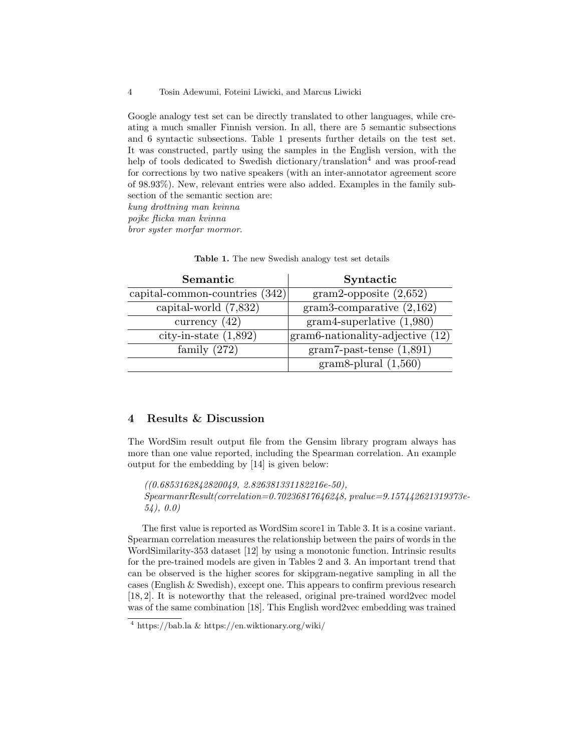Google analogy test set can be directly translated to other languages, while creating a much smaller Finnish version. In all, there are 5 semantic subsections and 6 syntactic subsections. Table 1 presents further details on the test set. It was constructed, partly using the samples in the English version, with the help of tools dedicated to Swedish dictionary/translation[4] and was proof-read for corrections by two native speakers (with an inter-annotator agreement score of 98.93%). New, relevant entries were also added. Examples in the family subsection of the semantic section are:
*kung drottning man kvinna*
*pojke flicka man kvinna*
*bror syster morfar mormor*.

**Table 1.** The new Swedish analogy test set details

| Semantic | Syntactic |
|---|---|
| capital-common-countries (342) | gram2-opposite (2,652) |
| capital-world (7,832) | gram3-comparative (2,162) |
| currency (42) | gram4-superlative (1,980) |
| city-in-state (1,892) | gram6-nationality-adjective (12) |
| family (272) | gram7-past-tense (1,891) |
| | gram8-plural (1,560) |

## 4 Results & Discussion

The WordSim result output file from the Gensim library program always has more than one value reported, including the Spearman correlation. An example output for the embedding by [14] is given below:

> *((0.6853162842820049, 2.826381331182216e-50), SpearmanrResult(correlation=0.70236817646248, pvalue=9.157442621319373e-54), 0.0)*

The first value is reported as WordSim score1 in Table 3. It is a cosine variant. Spearman correlation measures the relationship between the pairs of words in the WordSimilarity-353 dataset [12] by using a monotonic function. Intrinsic results for the pre-trained models are given in Tables 2 and 3. An important trend that can be observed is the higher scores for skipgram-negative sampling in all the cases (English & Swedish), except one. This appears to confirm previous research [18, 2]. It is noteworthy that the released, original pre-trained word2vec model was of the same combination [18]. This English word2vec embedding was trained

[4] https://bab.la & https://en.wiktionary.org/wiki/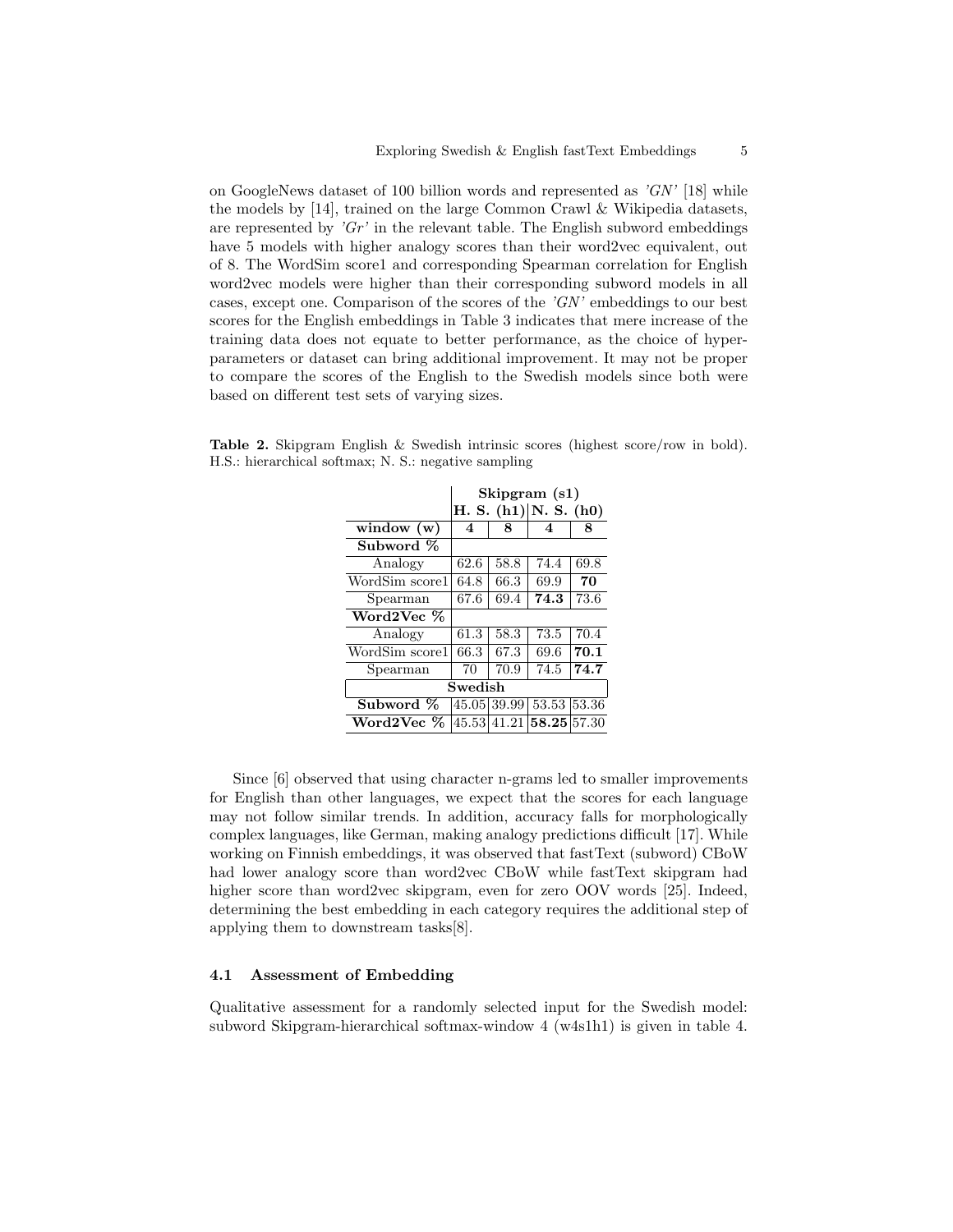on GoogleNews dataset of 100 billion words and represented as *'GN'* [18] while the models by [14], trained on the large Common Crawl & Wikipedia datasets, are represented by *'Gr'* in the relevant table. The English subword embeddings have 5 models with higher analogy scores than their word2vec equivalent, out of 8. The WordSim score1 and corresponding Spearman correlation for English word2vec models were higher than their corresponding subword models in all cases, except one. Comparison of the scores of the *'GN'* embeddings to our best scores for the English embeddings in Table 3 indicates that mere increase of the training data does not equate to better performance, as the choice of hyperparameters or dataset can bring additional improvement. It may not be proper to compare the scores of the English to the Swedish models since both were based on different test sets of varying sizes.

**Table 2.** Skipgram English & Swedish intrinsic scores (highest score/row in bold). H.S.: hierarchical softmax; N. S.: negative sampling

| | **Skipgram (s1)** | | | |
|---|---|---|---|---|
| | **H. S. (h1)** | | **N. S. (h0)** | |
| **window (w)** | **4** | **8** | **4** | **8** |
| **Subword %** | | | | |
| Analogy | 62.6 | 58.8 | 74.4 | 69.8 |
| WordSim score1 | 64.8 | 66.3 | 69.9 | **70** |
| Spearman | 67.6 | 69.4 | **74.3** | 73.6 |
| **Word2Vec %** | | | | |
| Analogy | 61.3 | 58.3 | 73.5 | 70.4 |
| WordSim score1 | 66.3 | 67.3 | 69.6 | **70.1** |
| Spearman | 70 | 70.9 | 74.5 | **74.7** |
| **Swedish** | | | | |
| **Subword %** | 45.05 | 39.99 | 53.53 | 53.36 |
| **Word2Vec %** | 45.53 | 41.21 | **58.25** | 57.30 |

Since [6] observed that using character n-grams led to smaller improvements for English than other languages, we expect that the scores for each language may not follow similar trends. In addition, accuracy falls for morphologically complex languages, like German, making analogy predictions difficult [17]. While working on Finnish embeddings, it was observed that fastText (subword) CBoW had lower analogy score than word2vec CBoW while fastText skipgram had higher score than word2vec skipgram, even for zero OOV words [25]. Indeed, determining the best embedding in each category requires the additional step of applying them to downstream tasks[8].

### 4.1 Assessment of Embedding

Qualitative assessment for a randomly selected input for the Swedish model: subword Skipgram-hierarchical softmax-window 4 (w4s1h1) is given in table 4.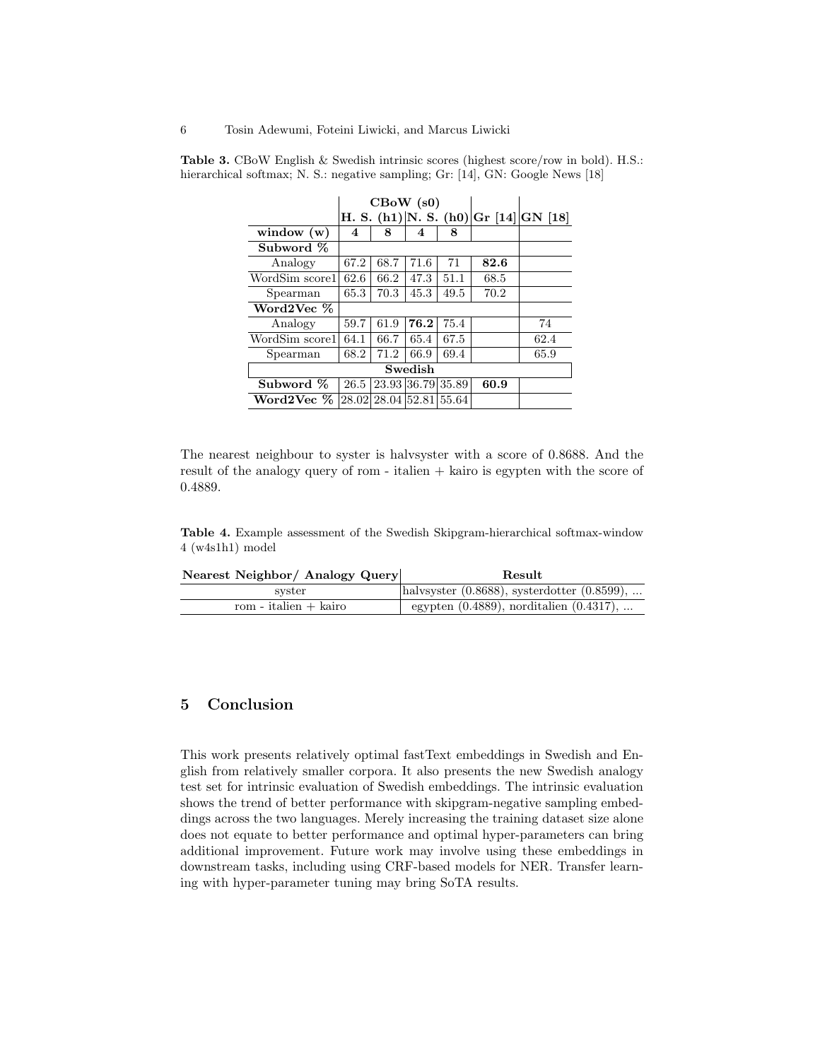**Table 3.** CBoW English & Swedish intrinsic scores (highest score/row in bold). H.S.: hierarchical softmax; N. S.: negative sampling; Gr: [14], GN: Google News [18]

| | CBoW (s0) | | | | | |
|---|---|---|---|---|---|---|
| | **H. S. (h1)** | | **N. S. (h0)** | | **Gr [14]** | **GN [18]** |
| **window (w)** | **4** | **8** | **4** | **8** | | |
| **Subword %** | | | | | | |
| Analogy | 67.2 | 68.7 | 71.6 | 71 | **82.6** | |
| WordSim score1 | 62.6 | 66.2 | 47.3 | 51.1 | 68.5 | |
| Spearman | 65.3 | 70.3 | 45.3 | 49.5 | 70.2 | |
| **Word2Vec %** | | | | | | |
| Analogy | 59.7 | 61.9 | **76.2** | 75.4 | | 74 |
| WordSim score1 | 64.1 | 66.7 | 65.4 | 67.5 | | 62.4 |
| Spearman | 68.2 | 71.2 | 66.9 | 69.4 | | 65.9 |
| **Swedish** | | | | | | |
| **Subword %** | 26.5 | 23.93 | 36.79 | 35.89 | **60.9** | |
| **Word2Vec %** | 28.02 | 28.04 | 52.81 | 55.64 | | |

The nearest neighbour to syster is halvsyster with a score of 0.8688. And the result of the analogy query of rom - italien + kairo is egypten with the score of 0.4889.

**Table 4.** Example assessment of the Swedish Skipgram-hierarchical softmax-window 4 (w4s1h1) model

| Nearest Neighbor/ Analogy Query | Result |
|---|---|
| syster | halvsyster (0.8688), systerdotter (0.8599), ... |
| rom - italien + kairo | egypten (0.4889), norditalien (0.4317), ... |

## 5 Conclusion

This work presents relatively optimal fastText embeddings in Swedish and English from relatively smaller corpora. It also presents the new Swedish analogy test set for intrinsic evaluation of Swedish embeddings. The intrinsic evaluation shows the trend of better performance with skipgram-negative sampling embeddings across the two languages. Merely increasing the training dataset size alone does not equate to better performance and optimal hyper-parameters can bring additional improvement. Future work may involve using these embeddings in downstream tasks, including using CRF-based models for NER. Transfer learning with hyper-parameter tuning may bring SoTA results.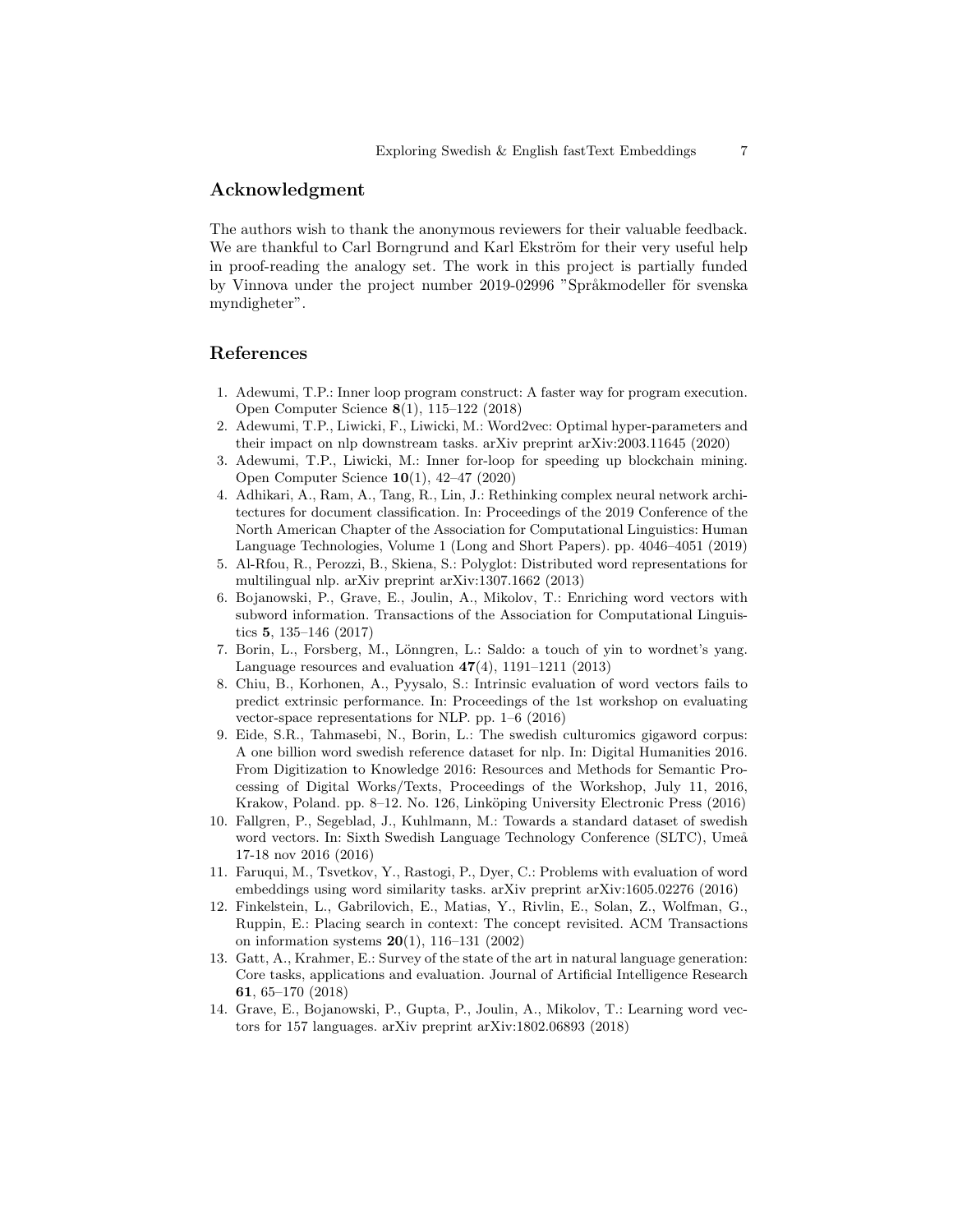## Acknowledgment

The authors wish to thank the anonymous reviewers for their valuable feedback. We are thankful to Carl Borngrund and Karl Ekström for their very useful help in proof-reading the analogy set. The work in this project is partially funded by Vinnova under the project number 2019-02996 "Språkmodeller för svenska myndigheter".

## References

1. Adewumi, T.P.: Inner loop program construct: A faster way for program execution. Open Computer Science **8**(1), 115–122 (2018)
2. Adewumi, T.P., Liwicki, F., Liwicki, M.: Word2vec: Optimal hyper-parameters and their impact on nlp downstream tasks. arXiv preprint arXiv:2003.11645 (2020)
3. Adewumi, T.P., Liwicki, M.: Inner for-loop for speeding up blockchain mining. Open Computer Science **10**(1), 42–47 (2020)
4. Adhikari, A., Ram, A., Tang, R., Lin, J.: Rethinking complex neural network architectures for document classification. In: Proceedings of the 2019 Conference of the North American Chapter of the Association for Computational Linguistics: Human Language Technologies, Volume 1 (Long and Short Papers). pp. 4046–4051 (2019)
5. Al-Rfou, R., Perozzi, B., Skiena, S.: Polyglot: Distributed word representations for multilingual nlp. arXiv preprint arXiv:1307.1662 (2013)
6. Bojanowski, P., Grave, E., Joulin, A., Mikolov, T.: Enriching word vectors with subword information. Transactions of the Association for Computational Linguistics **5**, 135–146 (2017)
7. Borin, L., Forsberg, M., Lönngren, L.: Saldo: a touch of yin to wordnet's yang. Language resources and evaluation **47**(4), 1191–1211 (2013)
8. Chiu, B., Korhonen, A., Pyysalo, S.: Intrinsic evaluation of word vectors fails to predict extrinsic performance. In: Proceedings of the 1st workshop on evaluating vector-space representations for NLP. pp. 1–6 (2016)
9. Eide, S.R., Tahmasebi, N., Borin, L.: The swedish culturomics gigaword corpus: A one billion word swedish reference dataset for nlp. In: Digital Humanities 2016. From Digitization to Knowledge 2016: Resources and Methods for Semantic Processing of Digital Works/Texts, Proceedings of the Workshop, July 11, 2016, Krakow, Poland. pp. 8–12. No. 126, Linköping University Electronic Press (2016)
10. Fallgren, P., Segeblad, J., Kuhlmann, M.: Towards a standard dataset of swedish word vectors. In: Sixth Swedish Language Technology Conference (SLTC), Umeå 17-18 nov 2016 (2016)
11. Faruqui, M., Tsvetkov, Y., Rastogi, P., Dyer, C.: Problems with evaluation of word embeddings using word similarity tasks. arXiv preprint arXiv:1605.02276 (2016)
12. Finkelstein, L., Gabrilovich, E., Matias, Y., Rivlin, E., Solan, Z., Wolfman, G., Ruppin, E.: Placing search in context: The concept revisited. ACM Transactions on information systems **20**(1), 116–131 (2002)
13. Gatt, A., Krahmer, E.: Survey of the state of the art in natural language generation: Core tasks, applications and evaluation. Journal of Artificial Intelligence Research **61**, 65–170 (2018)
14. Grave, E., Bojanowski, P., Gupta, P., Joulin, A., Mikolov, T.: Learning word vectors for 157 languages. arXiv preprint arXiv:1802.06893 (2018)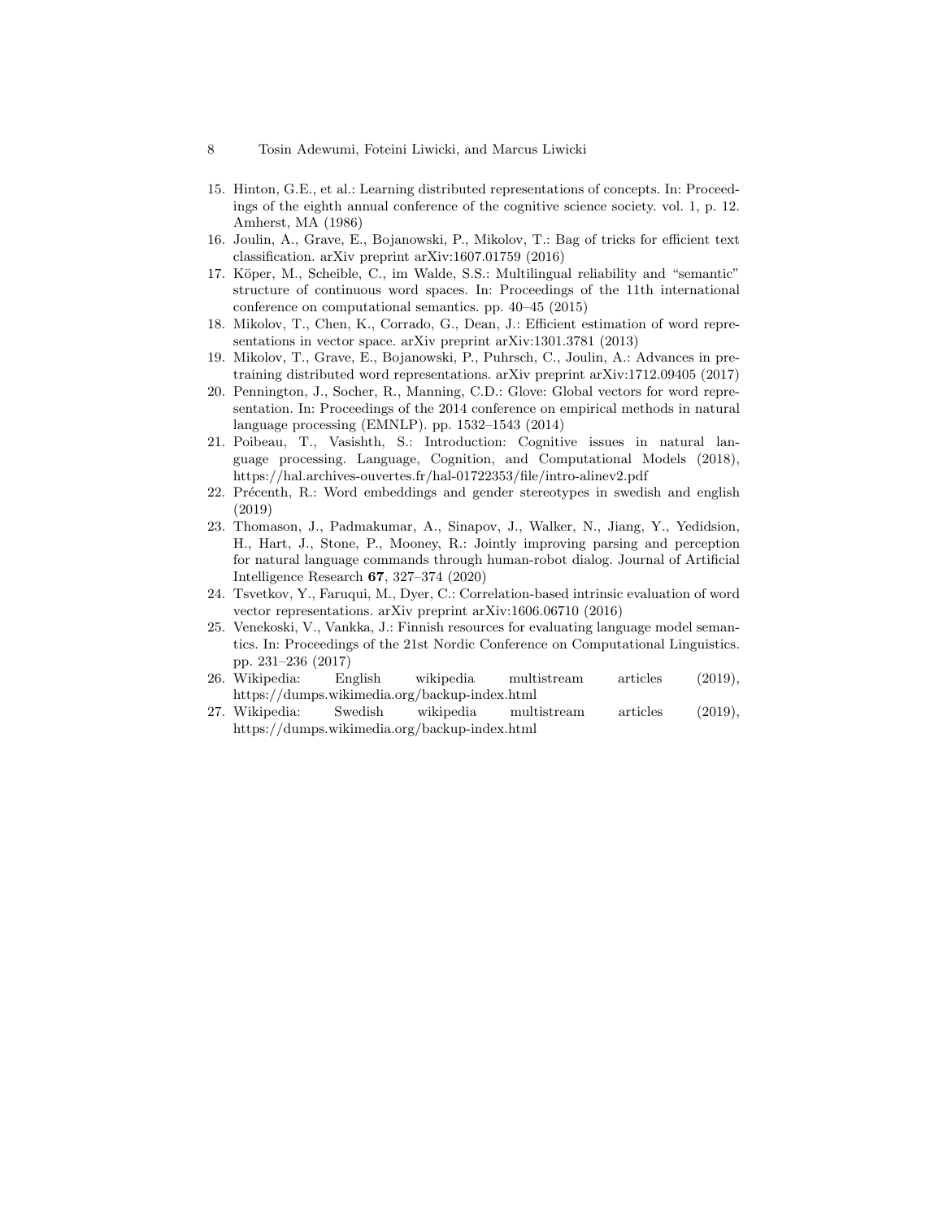15. Hinton, G.E., et al.: Learning distributed representations of concepts. In: Proceedings of the eighth annual conference of the cognitive science society. vol. 1, p. 12. Amherst, MA (1986)
16. Joulin, A., Grave, E., Bojanowski, P., Mikolov, T.: Bag of tricks for efficient text classification. arXiv preprint arXiv:1607.01759 (2016)
17. Köper, M., Scheible, C., im Walde, S.S.: Multilingual reliability and "semantic" structure of continuous word spaces. In: Proceedings of the 11th international conference on computational semantics. pp. 40–45 (2015)
18. Mikolov, T., Chen, K., Corrado, G., Dean, J.: Efficient estimation of word representations in vector space. arXiv preprint arXiv:1301.3781 (2013)
19. Mikolov, T., Grave, E., Bojanowski, P., Puhrsch, C., Joulin, A.: Advances in pre-training distributed word representations. arXiv preprint arXiv:1712.09405 (2017)
20. Pennington, J., Socher, R., Manning, C.D.: Glove: Global vectors for word representation. In: Proceedings of the 2014 conference on empirical methods in natural language processing (EMNLP). pp. 1532–1543 (2014)
21. Poibeau, T., Vasishth, S.: Introduction: Cognitive issues in natural language processing. Language, Cognition, and Computational Models (2018), https://hal.archives-ouvertes.fr/hal-01722353/file/intro-alinev2.pdf
22. Précenth, R.: Word embeddings and gender stereotypes in swedish and english (2019)
23. Thomason, J., Padmakumar, A., Sinapov, J., Walker, N., Jiang, Y., Yedidsion, H., Hart, J., Stone, P., Mooney, R.: Jointly improving parsing and perception for natural language commands through human-robot dialog. Journal of Artificial Intelligence Research **67**, 327–374 (2020)
24. Tsvetkov, Y., Faruqui, M., Dyer, C.: Correlation-based intrinsic evaluation of word vector representations. arXiv preprint arXiv:1606.06710 (2016)
25. Venekoski, V., Vankka, J.: Finnish resources for evaluating language model semantics. In: Proceedings of the 21st Nordic Conference on Computational Linguistics. pp. 231–236 (2017)
26. Wikipedia: English wikipedia multistream articles (2019), https://dumps.wikimedia.org/backup-index.html
27. Wikipedia: Swedish wikipedia multistream articles (2019), https://dumps.wikimedia.org/backup-index.html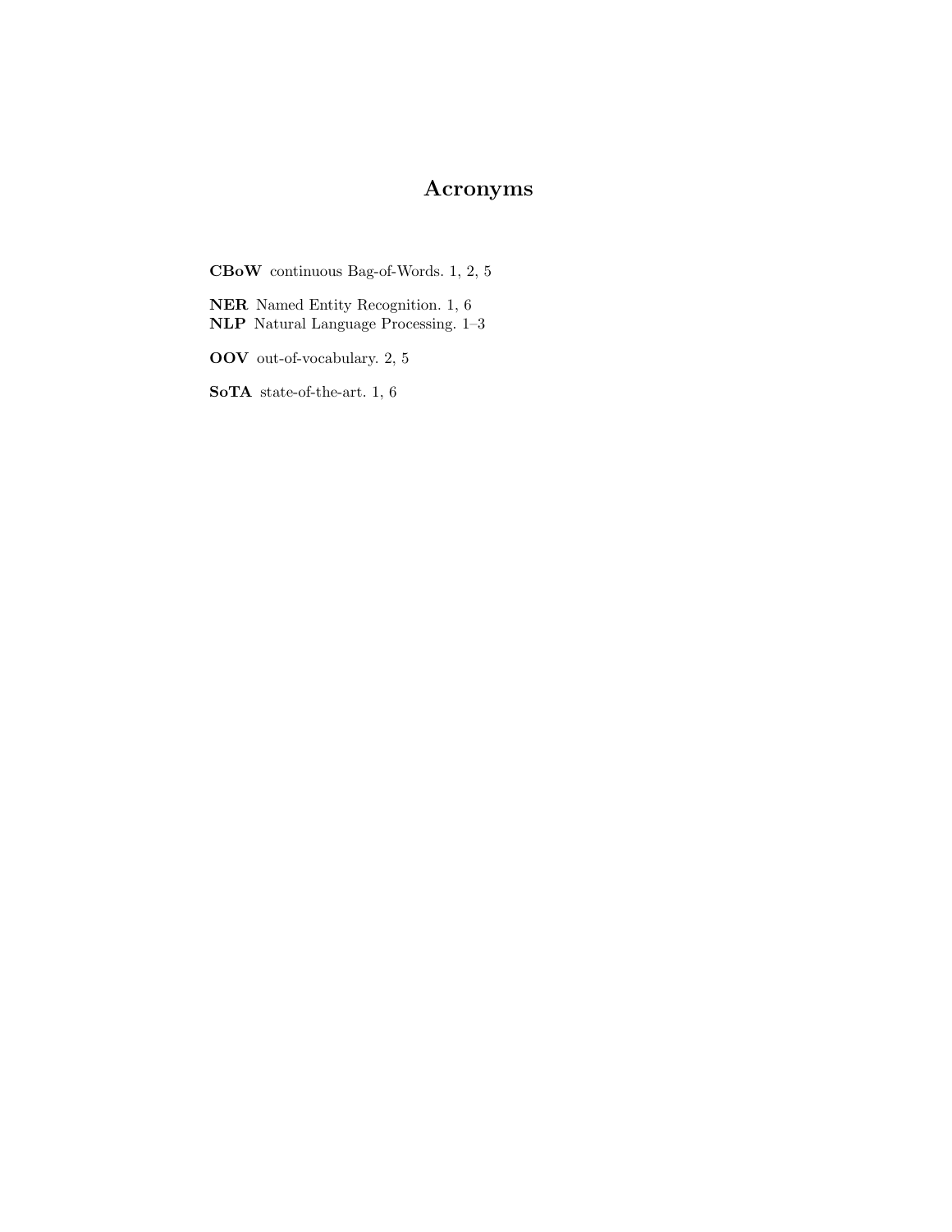# Acronyms

**CBoW** continuous Bag-of-Words. 1, 2, 5

**NER** Named Entity Recognition. 1, 6

**NLP** Natural Language Processing. 1–3

**OOV** out-of-vocabulary. 2, 5

**SoTA** state-of-the-art. 1, 6